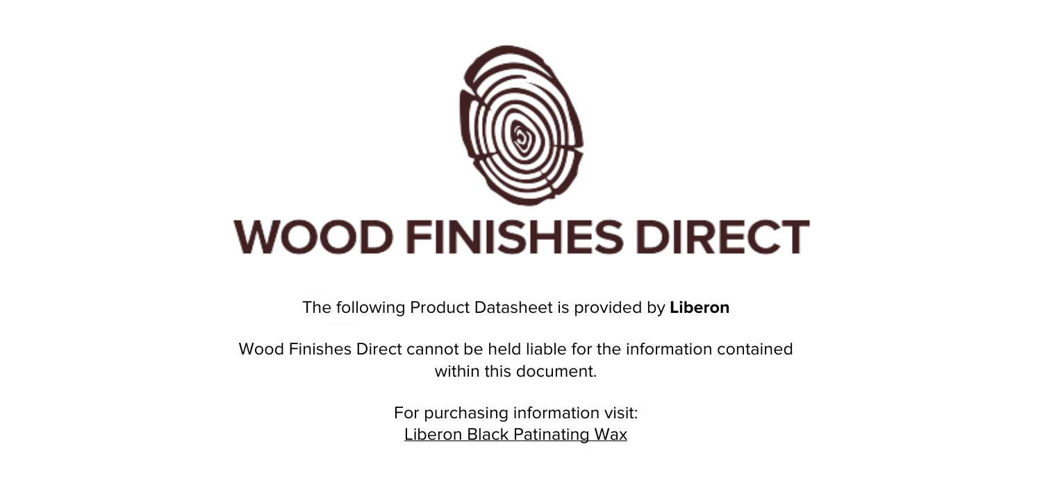# WOOD FINISHES DIRECT

The following Product Datasheet is provided by **Liberon**

Wood Finishes Direct cannot be held liable for the information contained within this document.

For purchasing information visit:
Liberon Black Patinating Wax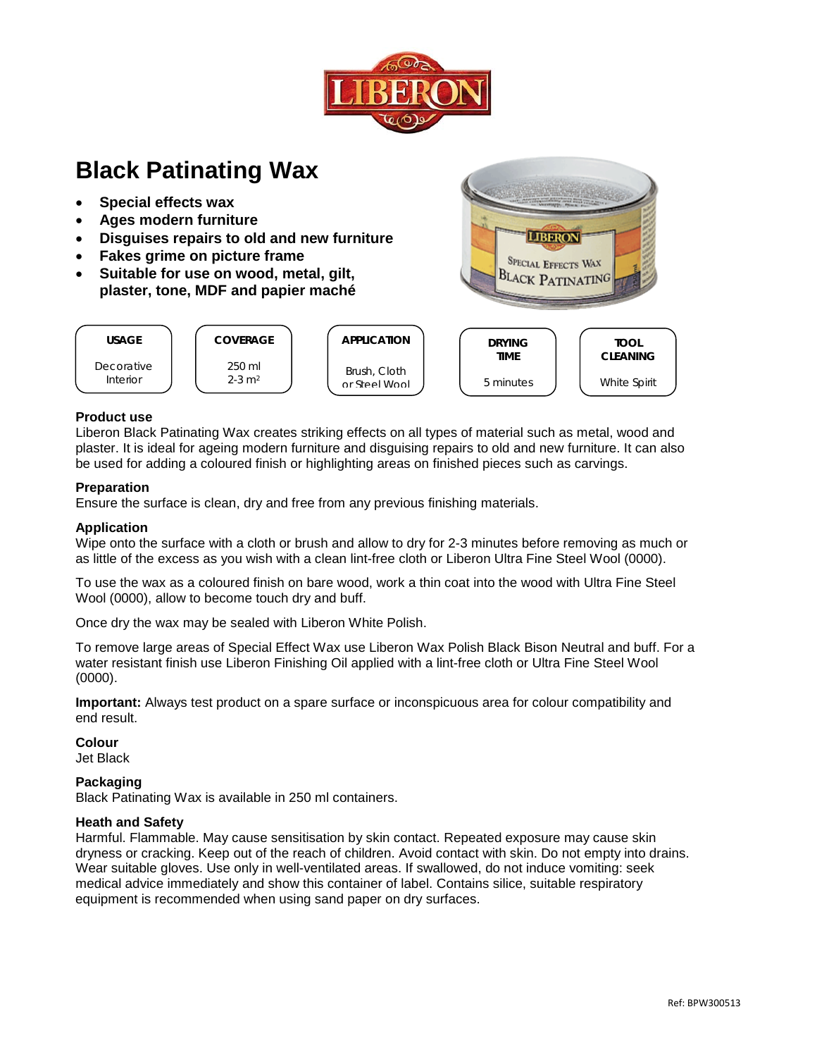# Black Patinating Wax

- **Special effects wax**
- **Ages modern furniture**
- **Disguises repairs to old and new furniture**
- **Fakes grime on picture frame**
- **Suitable for use on wood, metal, gilt, plaster, tone, MDF and papier maché**

| USAGE | COVERAGE | APPLICATION | DRYING TIME | TOOL CLEANING |
|---|---|---|---|---|
| Decorative Interior | 250 ml 2-3 $m^2$ | Brush, Cloth or Steel Wool | 5 minutes | White Spirit |

**Product use**
Liberon Black Patinating Wax creates striking effects on all types of material such as metal, wood and plaster. It is ideal for ageing modern furniture and disguising repairs to old and new furniture. It can also be used for adding a coloured finish or highlighting areas on finished pieces such as carvings.

**Preparation**
Ensure the surface is clean, dry and free from any previous finishing materials.

**Application**
Wipe onto the surface with a cloth or brush and allow to dry for 2-3 minutes before removing as much or as little of the excess as you wish with a clean lint-free cloth or Liberon Ultra Fine Steel Wool (0000).

To use the wax as a coloured finish on bare wood, work a thin coat into the wood with Ultra Fine Steel Wool (0000), allow to become touch dry and buff.

Once dry the wax may be sealed with Liberon White Polish.

To remove large areas of Special Effect Wax use Liberon Wax Polish Black Bison Neutral and buff. For a water resistant finish use Liberon Finishing Oil applied with a lint-free cloth or Ultra Fine Steel Wool (0000).

**Important:** Always test product on a spare surface or inconspicuous area for colour compatibility and end result.

**Colour**
Jet Black

**Packaging**
Black Patinating Wax is available in 250 ml containers.

**Heath and Safety**
Harmful. Flammable. May cause sensitisation by skin contact. Repeated exposure may cause skin dryness or cracking. Keep out of the reach of children. Avoid contact with skin. Do not empty into drains. Wear suitable gloves. Use only in well-ventilated areas. If swallowed, do not induce vomiting: seek medical advice immediately and show this container of label. Contains silice, suitable respiratory equipment is recommended when using sand paper on dry surfaces.

Ref: BPW300513